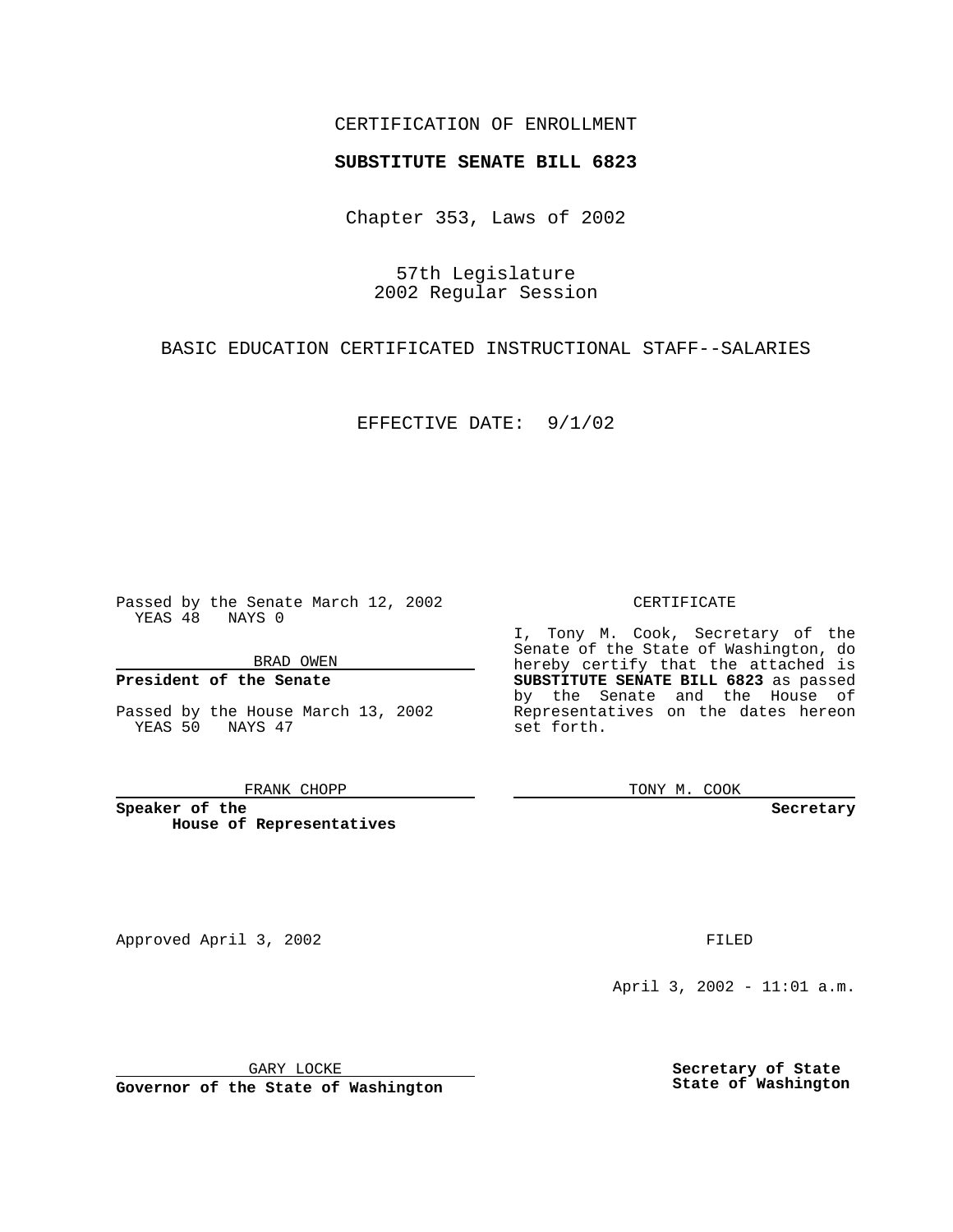CERTIFICATION OF ENROLLMENT

**SUBSTITUTE SENATE BILL 6823**

Chapter 353, Laws of 2002

57th Legislature
2002 Regular Session

BASIC EDUCATION CERTIFICATED INSTRUCTIONAL STAFF--SALARIES

EFFECTIVE DATE: 9/1/02

Passed by the Senate March 12, 2002
YEAS 48 NAYS 0

BRAD OWEN

**President of the Senate**

Passed by the House March 13, 2002
YEAS 50 NAYS 47

FRANK CHOPP

**Speaker of the House of Representatives**

CERTIFICATE

I, Tony M. Cook, Secretary of the Senate of the State of Washington, do hereby certify that the attached is **SUBSTITUTE SENATE BILL 6823** as passed by the Senate and the House of Representatives on the dates hereon set forth.

TONY M. COOK

**Secretary**

Approved April 3, 2002

GARY LOCKE

**Governor of the State of Washington**

FILED

April 3, 2002 - 11:01 a.m.

**Secretary of State**
**State of Washington**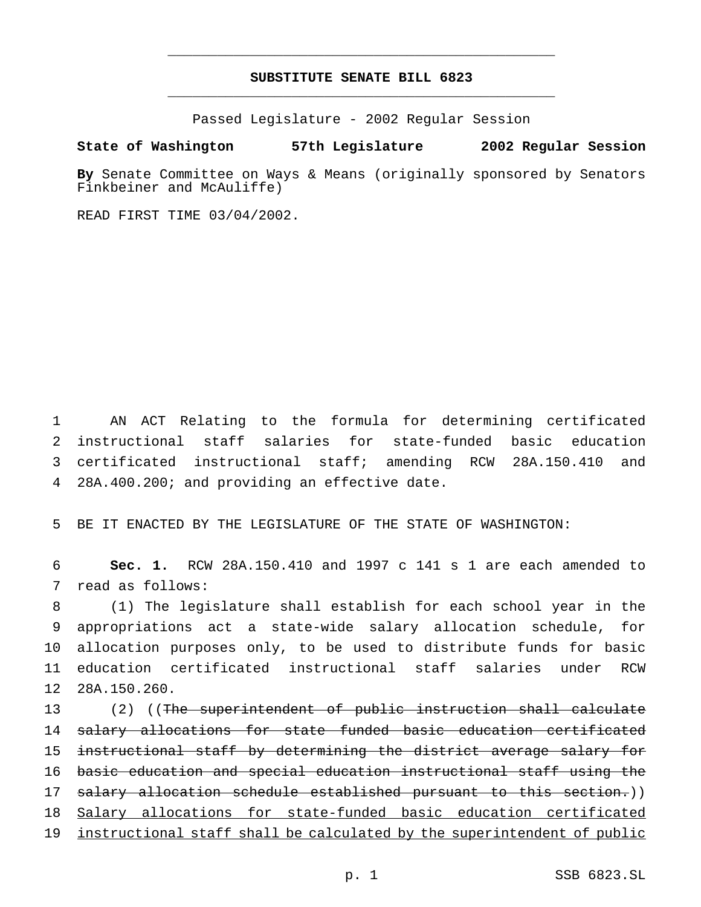# SUBSTITUTE SENATE BILL 6823

Passed Legislature - 2002 Regular Session

**State of Washington 57th Legislature 2002 Regular Session**

**By** Senate Committee on Ways & Means (originally sponsored by Senators Finkbeiner and McAuliffe)

READ FIRST TIME 03/04/2002.

AN ACT Relating to the formula for determining certificated instructional staff salaries for state-funded basic education certificated instructional staff; amending RCW 28A.150.410 and 28A.400.200; and providing an effective date.

BE IT ENACTED BY THE LEGISLATURE OF THE STATE OF WASHINGTON:

**Sec. 1.** RCW 28A.150.410 and 1997 c 141 s 1 are each amended to read as follows:

(1) The legislature shall establish for each school year in the appropriations act a state-wide salary allocation schedule, for allocation purposes only, to be used to distribute funds for basic education certificated instructional staff salaries under RCW 28A.150.260.

(2) ((~~The superintendent of public instruction shall calculate salary allocations for state funded basic education certificated instructional staff by determining the district average salary for basic education and special education instructional staff using the salary allocation schedule established pursuant to this section.~~)) <u>Salary allocations for state-funded basic education certificated instructional staff shall be calculated by the superintendent of public</u>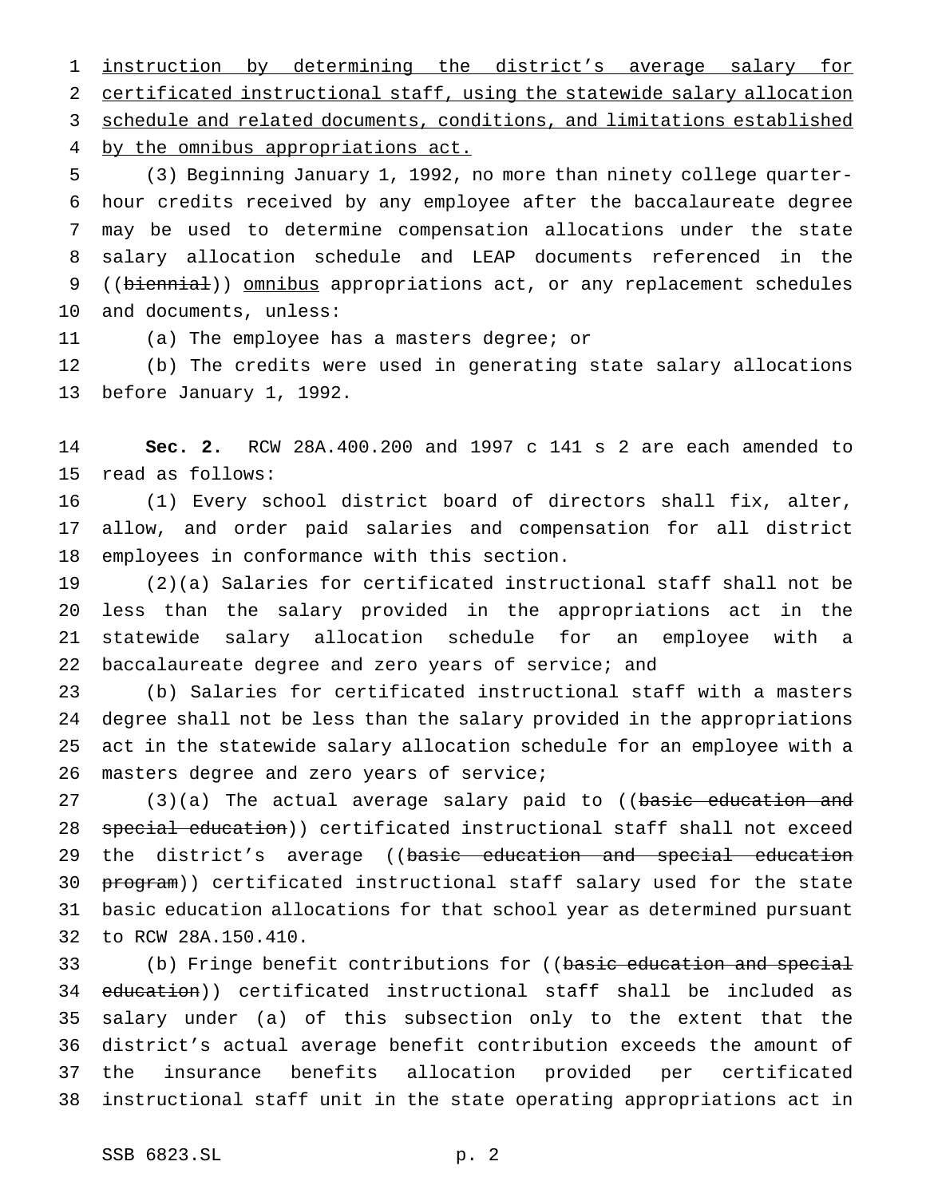instruction by determining the district's average salary for certificated instructional staff, using the statewide salary allocation schedule and related documents, conditions, and limitations established by the omnibus appropriations act.

(3) Beginning January 1, 1992, no more than ninety college quarter-hour credits received by any employee after the baccalaureate degree may be used to determine compensation allocations under the state salary allocation schedule and LEAP documents referenced in the ((~~biennial~~)) omnibus appropriations act, or any replacement schedules and documents, unless:

(a) The employee has a masters degree; or

(b) The credits were used in generating state salary allocations before January 1, 1992.

**Sec. 2.** RCW 28A.400.200 and 1997 c 141 s 2 are each amended to read as follows:

(1) Every school district board of directors shall fix, alter, allow, and order paid salaries and compensation for all district employees in conformance with this section.

(2)(a) Salaries for certificated instructional staff shall not be less than the salary provided in the appropriations act in the statewide salary allocation schedule for an employee with a baccalaureate degree and zero years of service; and

(b) Salaries for certificated instructional staff with a masters degree shall not be less than the salary provided in the appropriations act in the statewide salary allocation schedule for an employee with a masters degree and zero years of service;

(3)(a) The actual average salary paid to ((~~basic education and special education~~)) certificated instructional staff shall not exceed the district's average ((~~basic education and special education program~~)) certificated instructional staff salary used for the state basic education allocations for that school year as determined pursuant to RCW 28A.150.410.

(b) Fringe benefit contributions for ((~~basic education and special education~~)) certificated instructional staff shall be included as salary under (a) of this subsection only to the extent that the district's actual average benefit contribution exceeds the amount of the insurance benefits allocation provided per certificated instructional staff unit in the state operating appropriations act in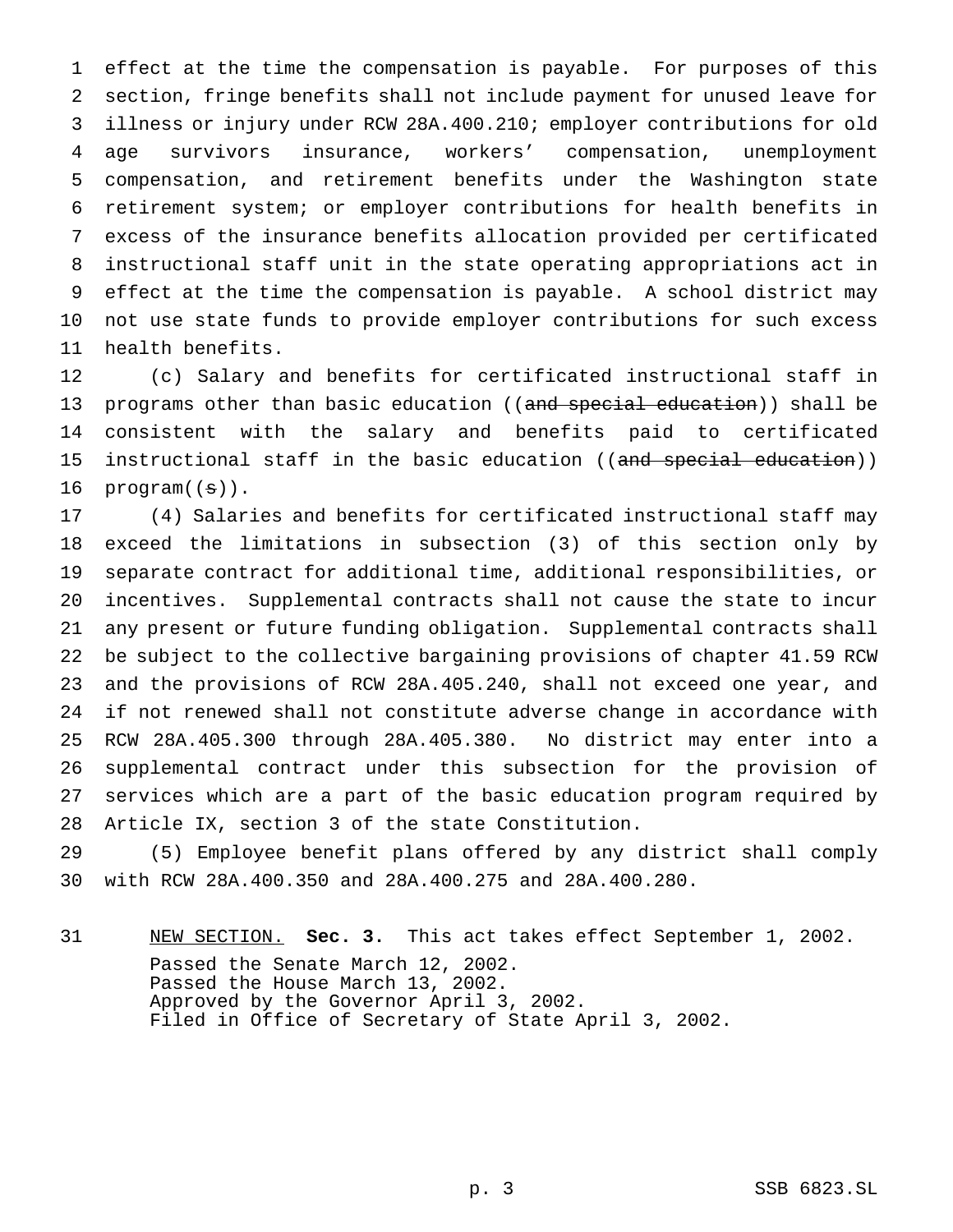effect at the time the compensation is payable. For purposes of this section, fringe benefits shall not include payment for unused leave for illness or injury under RCW 28A.400.210; employer contributions for old age survivors insurance, workers' compensation, unemployment compensation, and retirement benefits under the Washington state retirement system; or employer contributions for health benefits in excess of the insurance benefits allocation provided per certificated instructional staff unit in the state operating appropriations act in effect at the time the compensation is payable. A school district may not use state funds to provide employer contributions for such excess health benefits.

(c) Salary and benefits for certificated instructional staff in programs other than basic education ((~~and special education~~)) shall be consistent with the salary and benefits paid to certificated instructional staff in the basic education ((~~and special education~~)) program((~~s~~)).

(4) Salaries and benefits for certificated instructional staff may exceed the limitations in subsection (3) of this section only by separate contract for additional time, additional responsibilities, or incentives. Supplemental contracts shall not cause the state to incur any present or future funding obligation. Supplemental contracts shall be subject to the collective bargaining provisions of chapter 41.59 RCW and the provisions of RCW 28A.405.240, shall not exceed one year, and if not renewed shall not constitute adverse change in accordance with RCW 28A.405.300 through 28A.405.380. No district may enter into a supplemental contract under this subsection for the provision of services which are a part of the basic education program required by Article IX, section 3 of the state Constitution.

(5) Employee benefit plans offered by any district shall comply with RCW 28A.400.350 and 28A.400.275 and 28A.400.280.

NEW SECTION. **Sec. 3.** This act takes effect September 1, 2002.

Passed the Senate March 12, 2002.
Passed the House March 13, 2002.
Approved by the Governor April 3, 2002.
Filed in Office of Secretary of State April 3, 2002.